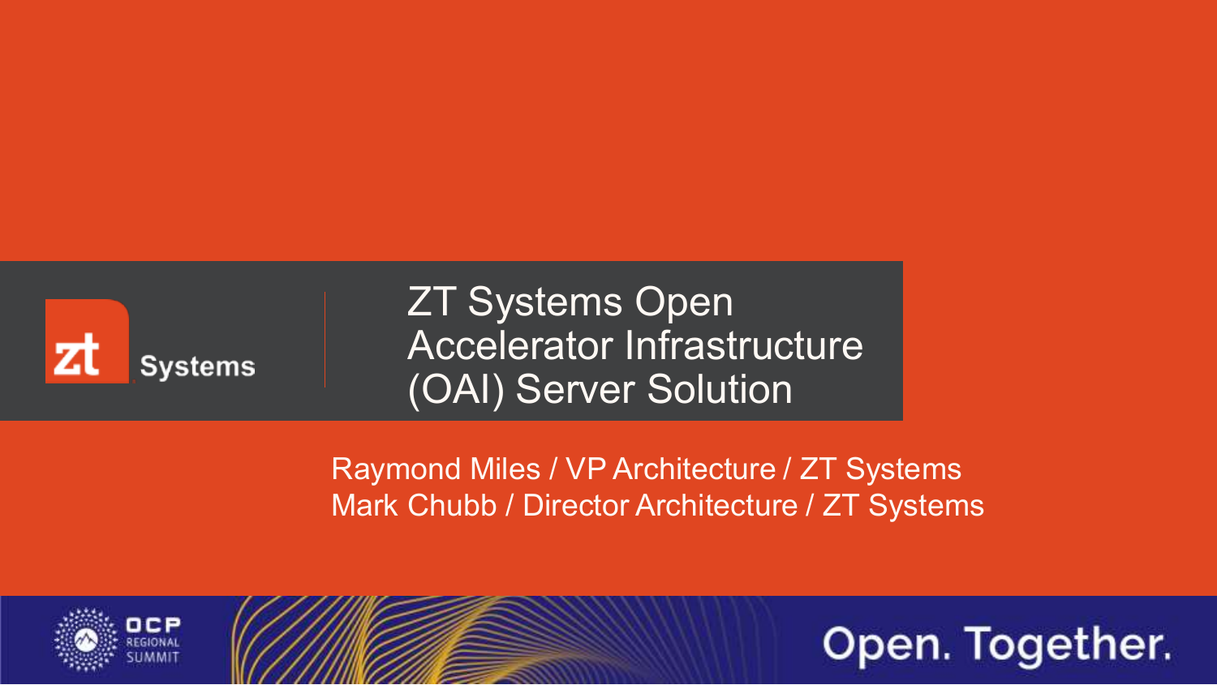# ZT Systems Open Accelerator Infrastructure (OAI) Server Solution

Raymond Miles / VP Architecture / ZT Systems
Mark Chubb / Director Architecture / ZT Systems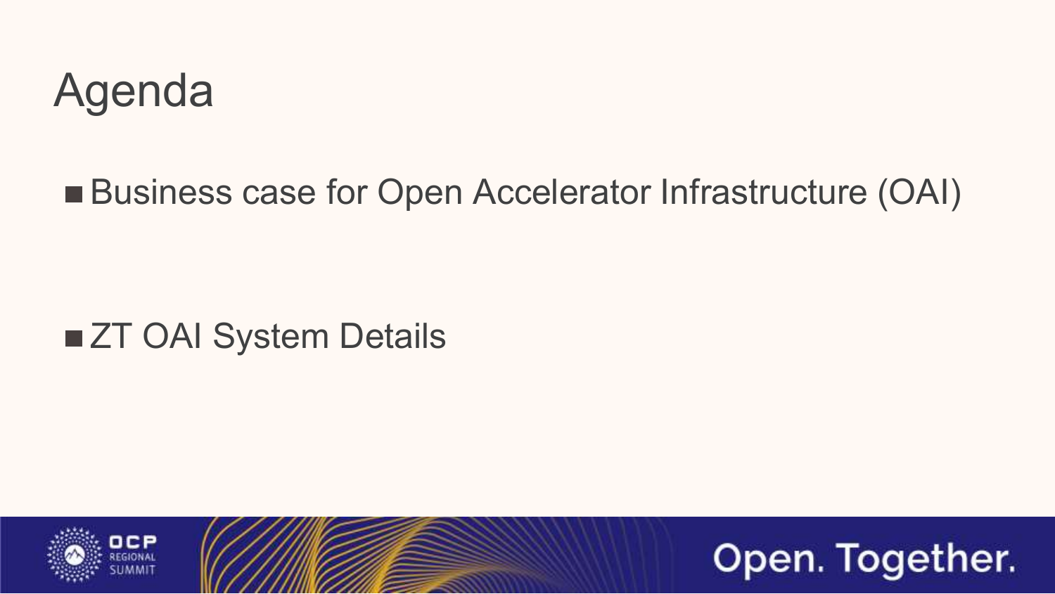# Agenda

- Business case for Open Accelerator Infrastructure (OAI)
- ZT OAI System Details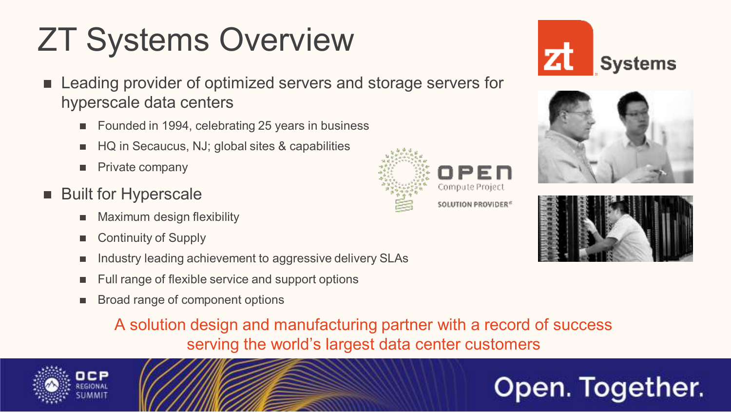# ZT Systems Overview

- Leading provider of optimized servers and storage servers for hyperscale data centers
  - Founded in 1994, celebrating 25 years in business
  - HQ in Secaucus, NJ; global sites & capabilities
  - Private company
- Built for Hyperscale
  - Maximum design flexibility
  - Continuity of Supply
  - Industry leading achievement to aggressive delivery SLAs
  - Full range of flexible service and support options
  - Broad range of component options

A solution design and manufacturing partner with a record of success serving the world's largest data center customers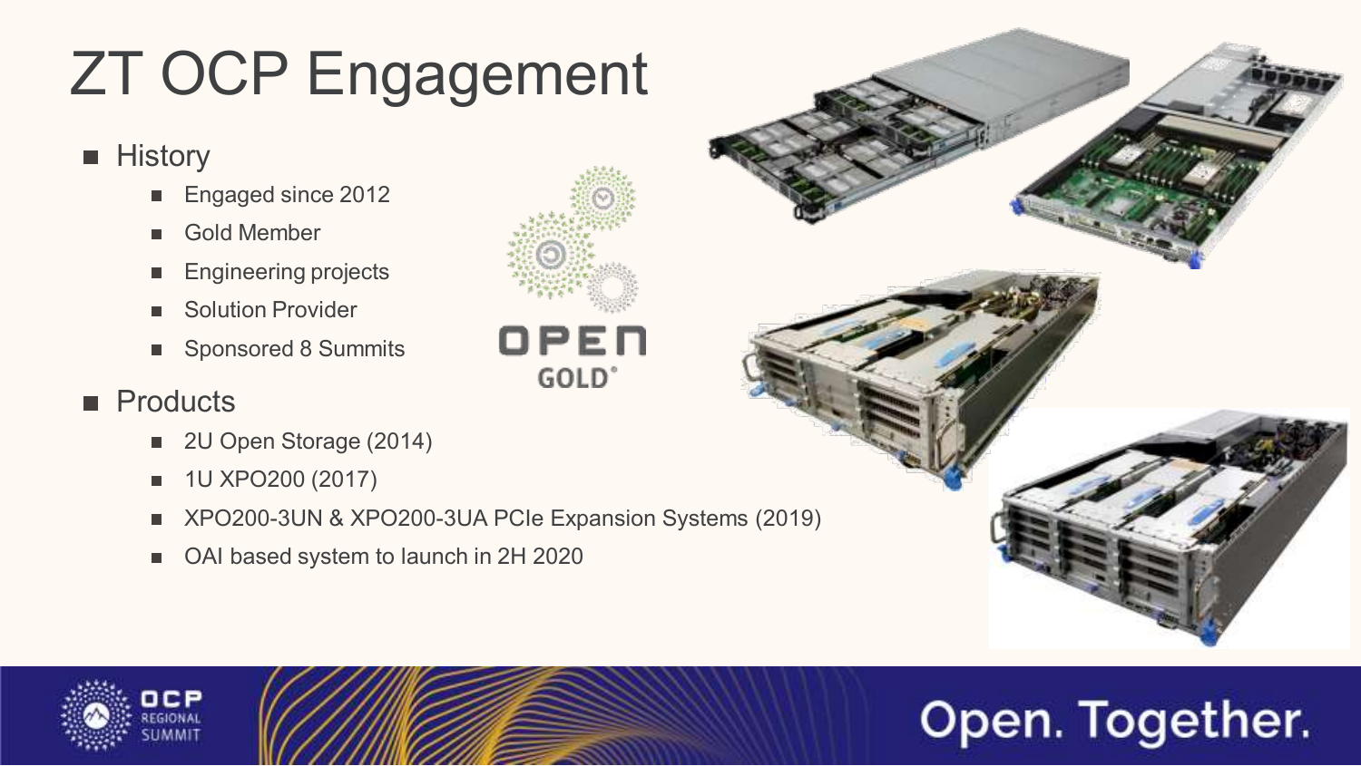# ZT OCP Engagement

- History
  - Engaged since 2012
  - Gold Member
  - Engineering projects
  - Solution Provider
  - Sponsored 8 Summits
- Products
  - 2U Open Storage (2014)
  - 1U XPO200 (2017)
  - XPO200-3UN & XPO200-3UA PCIe Expansion Systems (2019)
  - OAI based system to launch in 2H 2020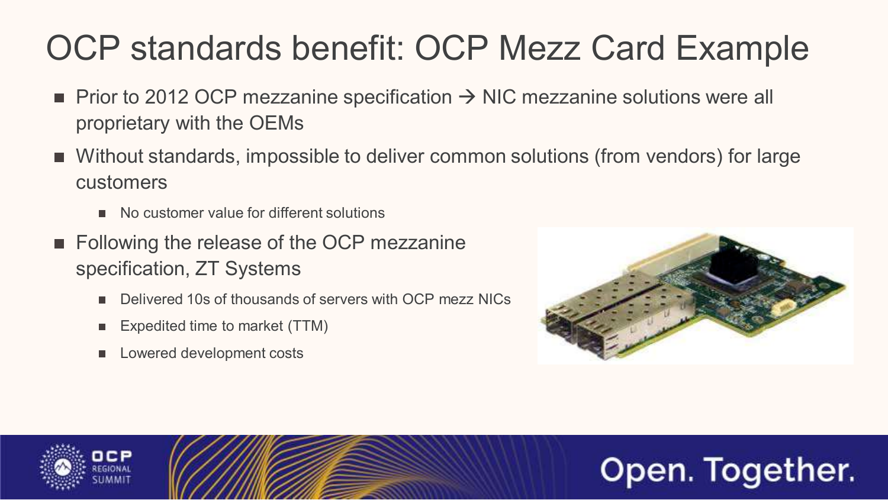# OCP standards benefit: OCP Mezz Card Example

- Prior to 2012 OCP mezzanine specification → NIC mezzanine solutions were all proprietary with the OEMs
- Without standards, impossible to deliver common solutions (from vendors) for large customers
  - No customer value for different solutions
- Following the release of the OCP mezzanine specification, ZT Systems
  - Delivered 10s of thousands of servers with OCP mezz NICs
  - Expedited time to market (TTM)
  - Lowered development costs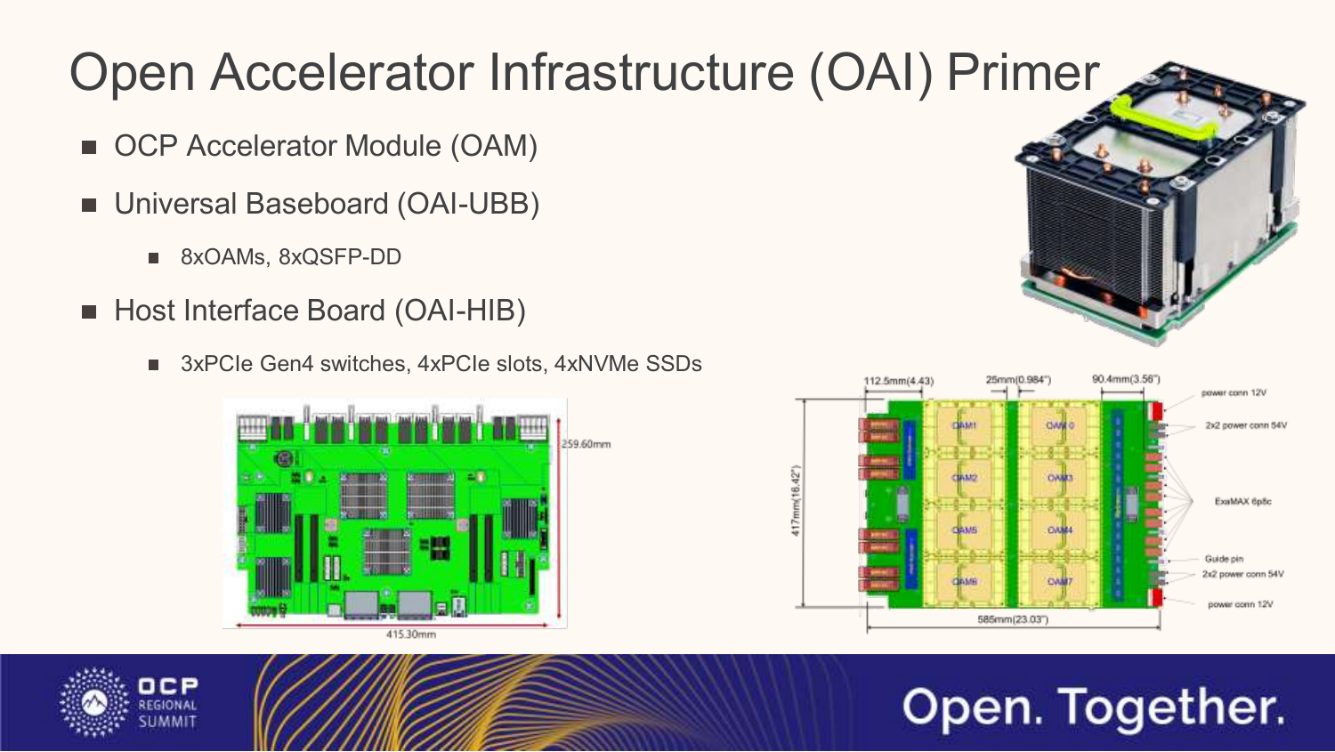# Open Accelerator Infrastructure (OAI) Primer

- OCP Accelerator Module (OAM)
- Universal Baseboard (OAI-UBB)
  - 8xOAMs, 8xQSFP-DD
- Host Interface Board (OAI-HIB)
  - 3xPCIe Gen4 switches, 4xPCIe slots, 4xNVMe SSDs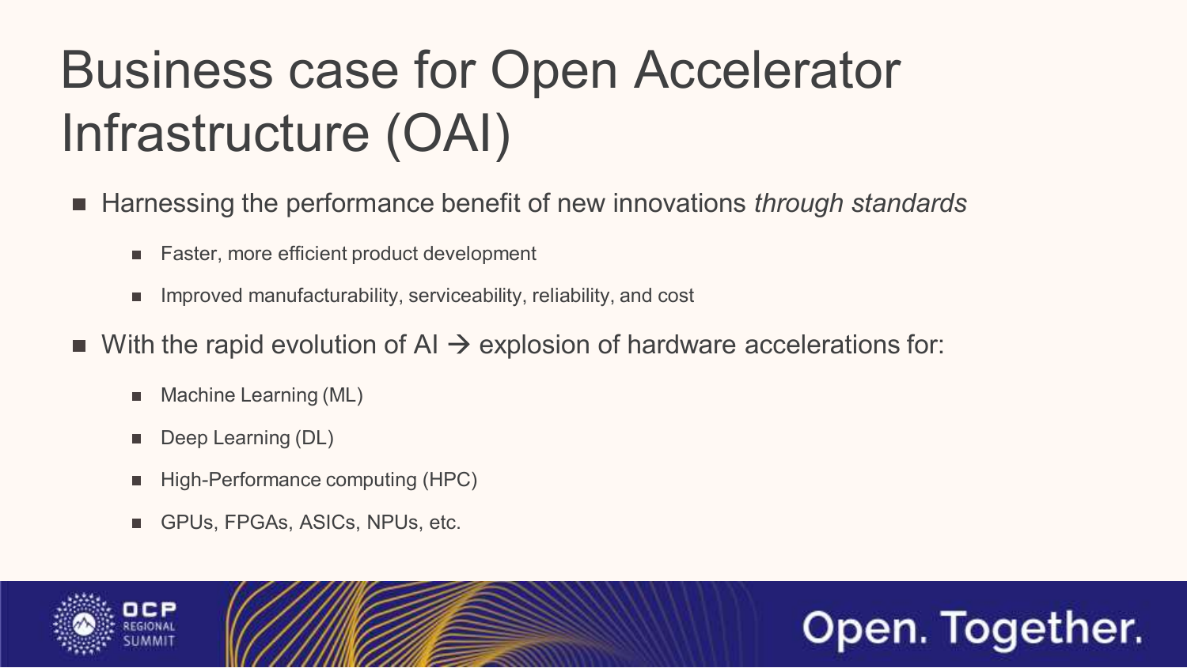# Business case for Open Accelerator Infrastructure (OAI)

- Harnessing the performance benefit of new innovations *through standards*
  - Faster, more efficient product development
  - Improved manufacturability, serviceability, reliability, and cost
- With the rapid evolution of AI → explosion of hardware accelerations for:
  - Machine Learning (ML)
  - Deep Learning (DL)
  - High-Performance computing (HPC)
  - GPUs, FPGAs, ASICs, NPUs, etc.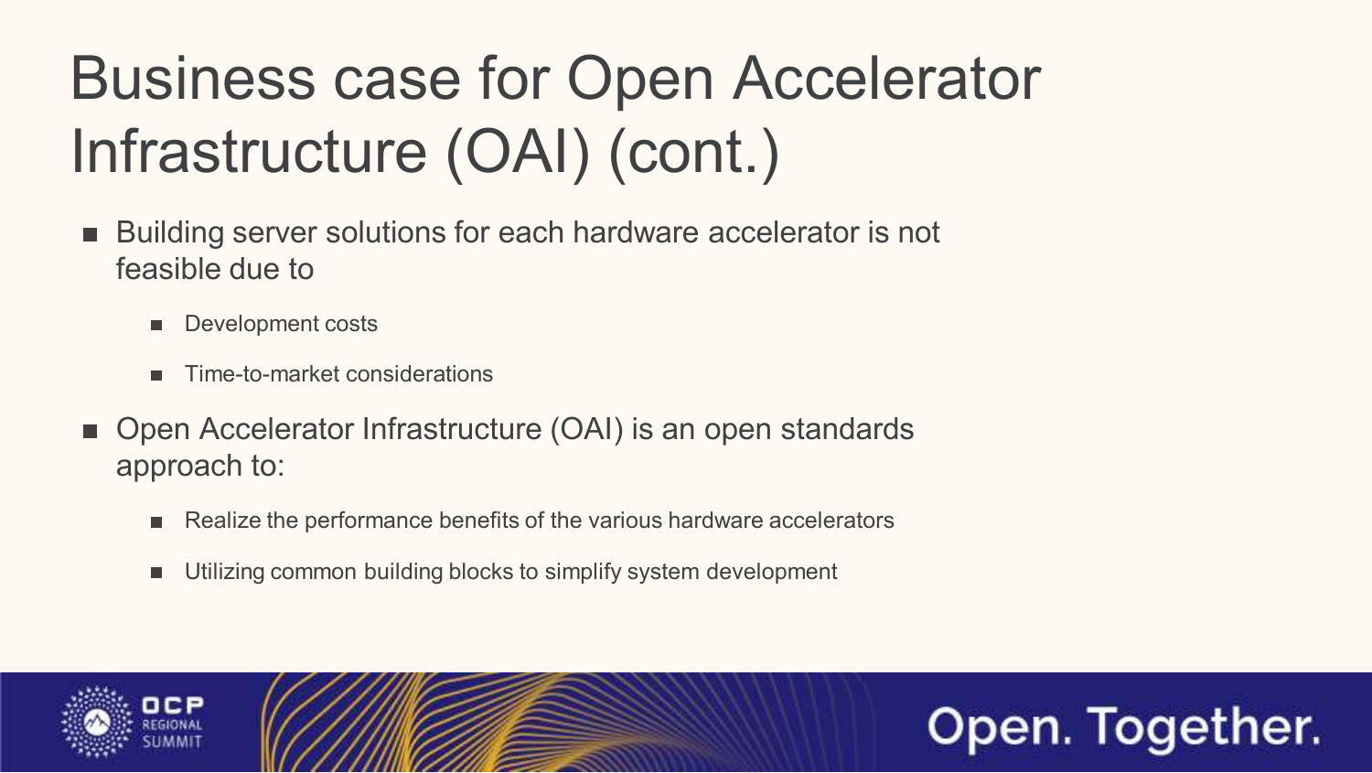# Business case for Open Accelerator Infrastructure (OAI) (cont.)

- Building server solutions for each hardware accelerator is not feasible due to
  - Development costs
  - Time-to-market considerations
- Open Accelerator Infrastructure (OAI) is an open standards approach to:
  - Realize the performance benefits of the various hardware accelerators
  - Utilizing common building blocks to simplify system development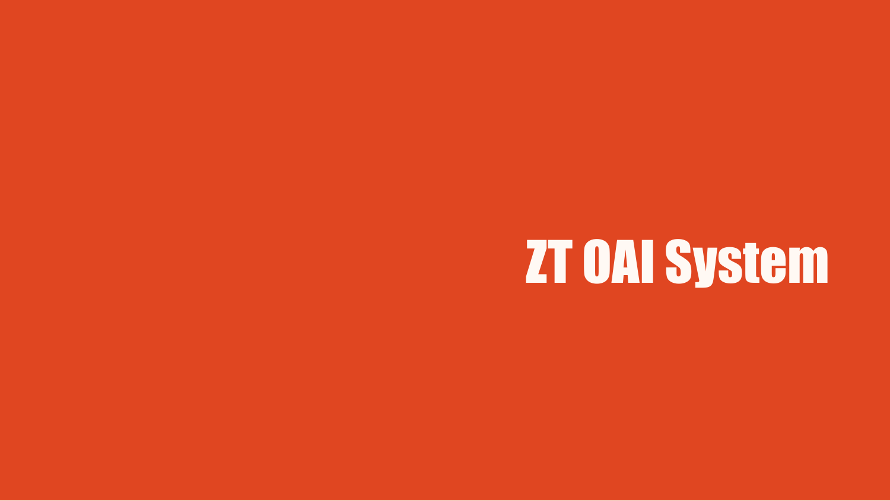# ZT OAI System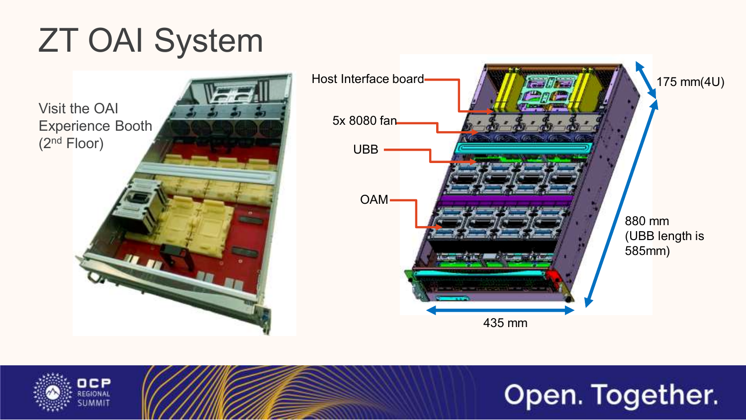# ZT OAI System

Visit the OAI Experience Booth (2nd Floor)

Host Interface board

5x 8080 fan

UBB

OAM

175 mm(4U)

880 mm (UBB length is 585mm)

435 mm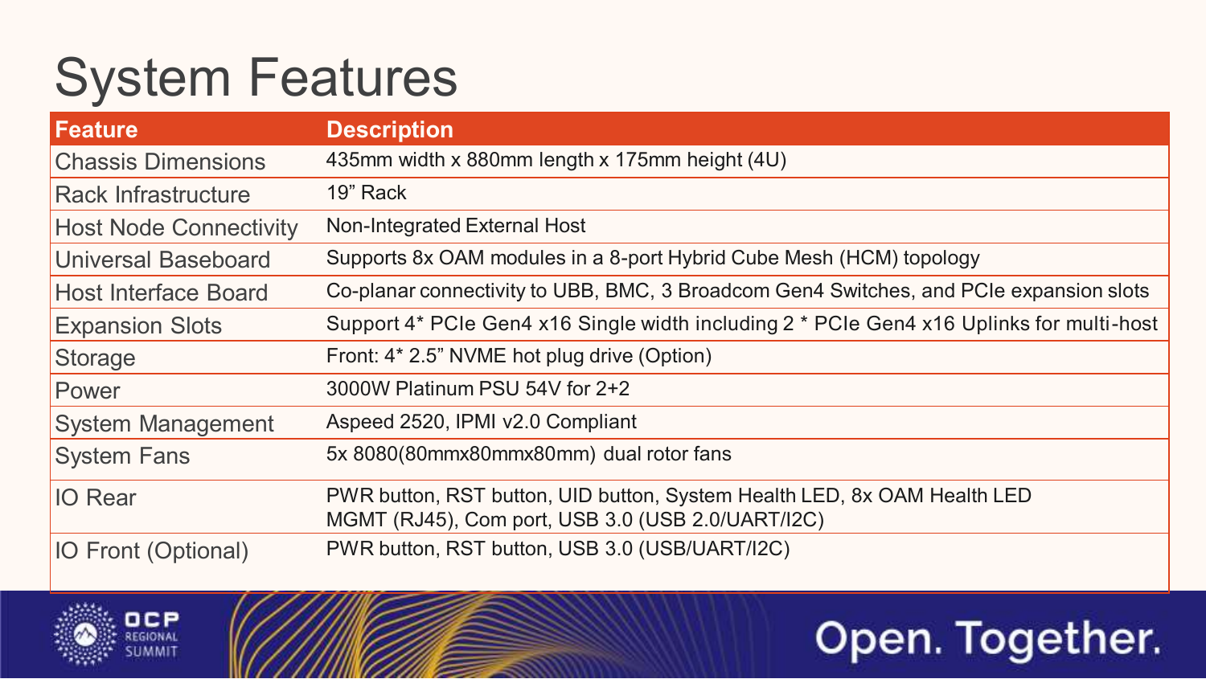# System Features

| Feature | Description |
|---|---|
| Chassis Dimensions | 435mm width x 880mm length x 175mm height (4U) |
| Rack Infrastructure | 19” Rack |
| Host Node Connectivity | Non-Integrated External Host |
| Universal Baseboard | Supports 8x OAM modules in a 8-port Hybrid Cube Mesh (HCM) topology |
| Host Interface Board | Co-planar connectivity to UBB, BMC, 3 Broadcom Gen4 Switches, and PCIe expansion slots |
| Expansion Slots | Support 4* PCIe Gen4 x16 Single width including 2 * PCIe Gen4 x16 Uplinks for multi-host |
| Storage | Front: 4* 2.5” NVME hot plug drive (Option) |
| Power | 3000W Platinum PSU 54V for 2+2 |
| System Management | Aspeed 2520, IPMI v2.0 Compliant |
| System Fans | 5x 8080(80mmx80mmx80mm) dual rotor fans |
| IO Rear | PWR button, RST button, UID button, System Health LED, 8x OAM Health LED<br>MGMT (RJ45), Com port, USB 3.0 (USB 2.0/UART/I2C) |
| IO Front (Optional) | PWR button, RST button, USB 3.0 (USB/UART/I2C) |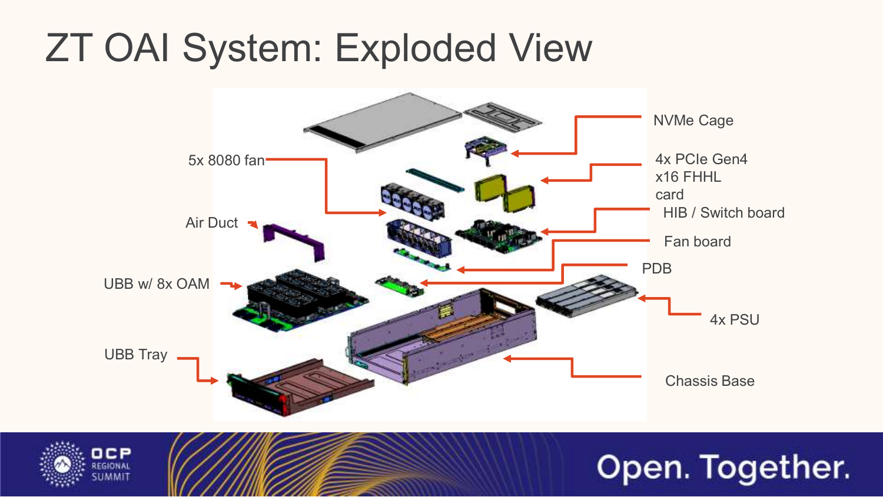# ZT OAI System: Exploded View

- NVMe Cage
- 4x PCIe Gen4 x16 FHHL card
- HIB / Switch board
- Fan board
- PDB
- 4x PSU
- Chassis Base
- 5x 8080 fan
- Air Duct
- UBB w/ 8x OAM
- UBB Tray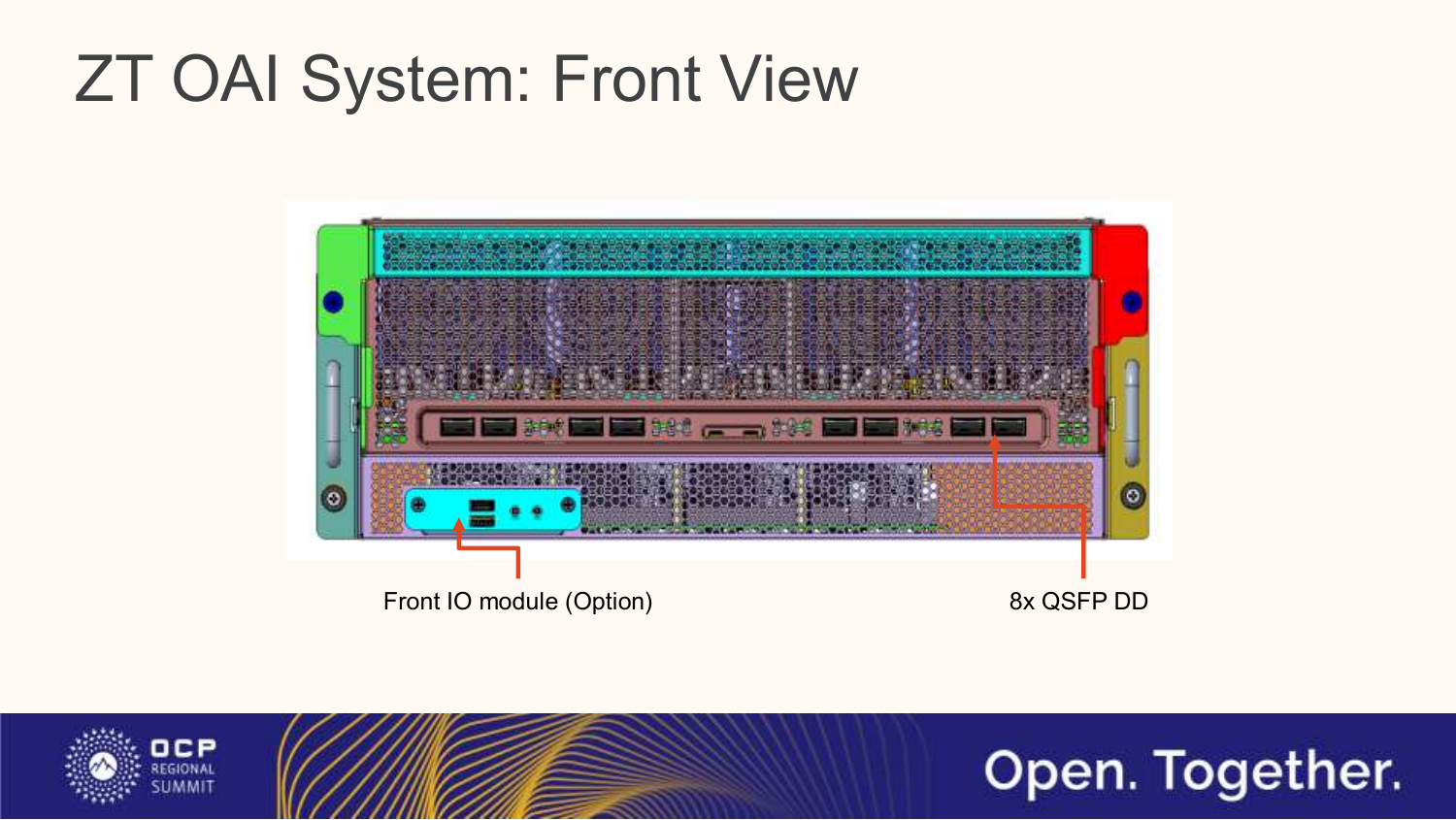# ZT OAI System: Front View

Front IO module (Option)

8x QSFP DD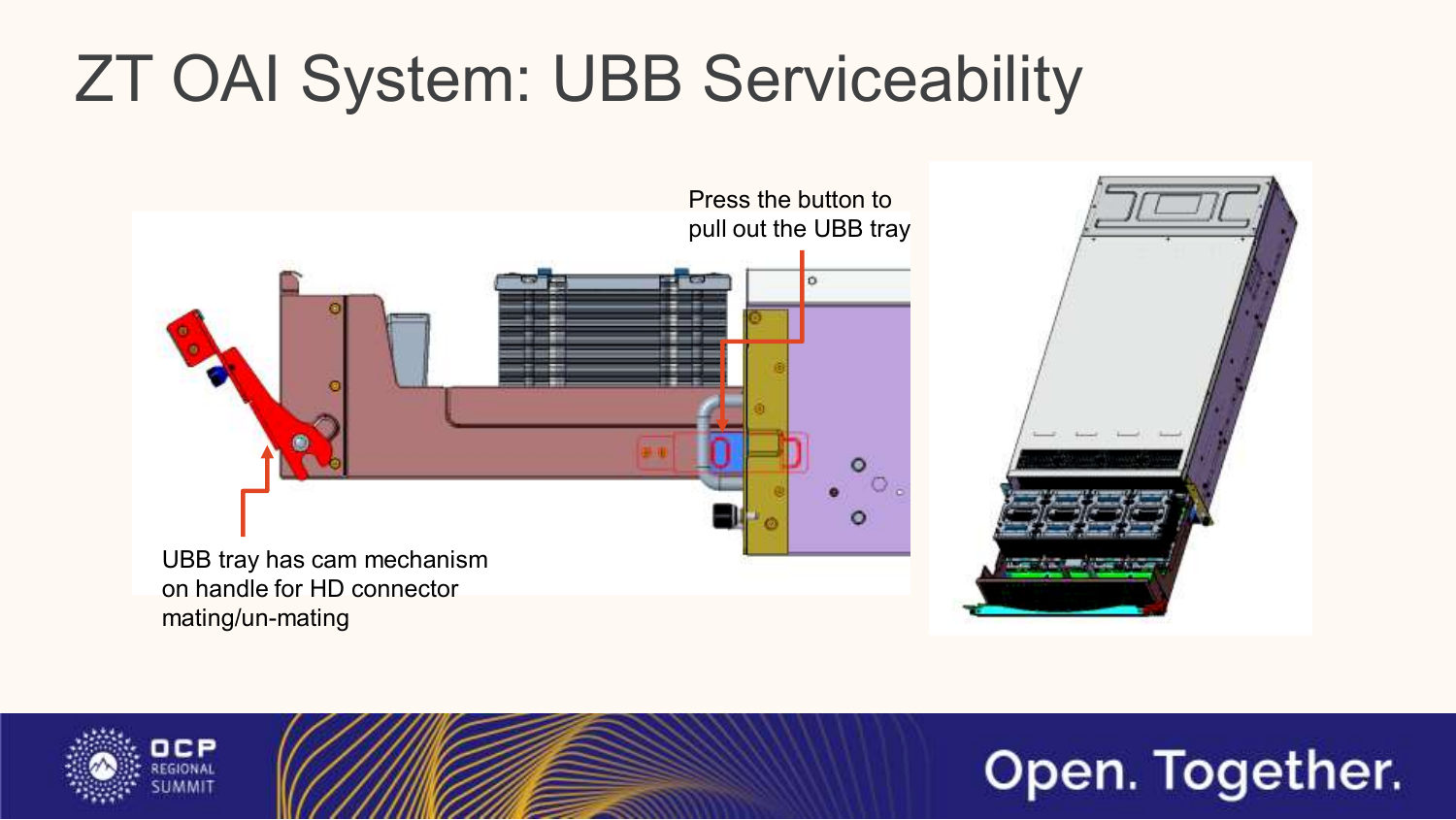# ZT OAI System: UBB Serviceability

Press the button to pull out the UBB tray

UBB tray has cam mechanism on handle for HD connector mating/un-mating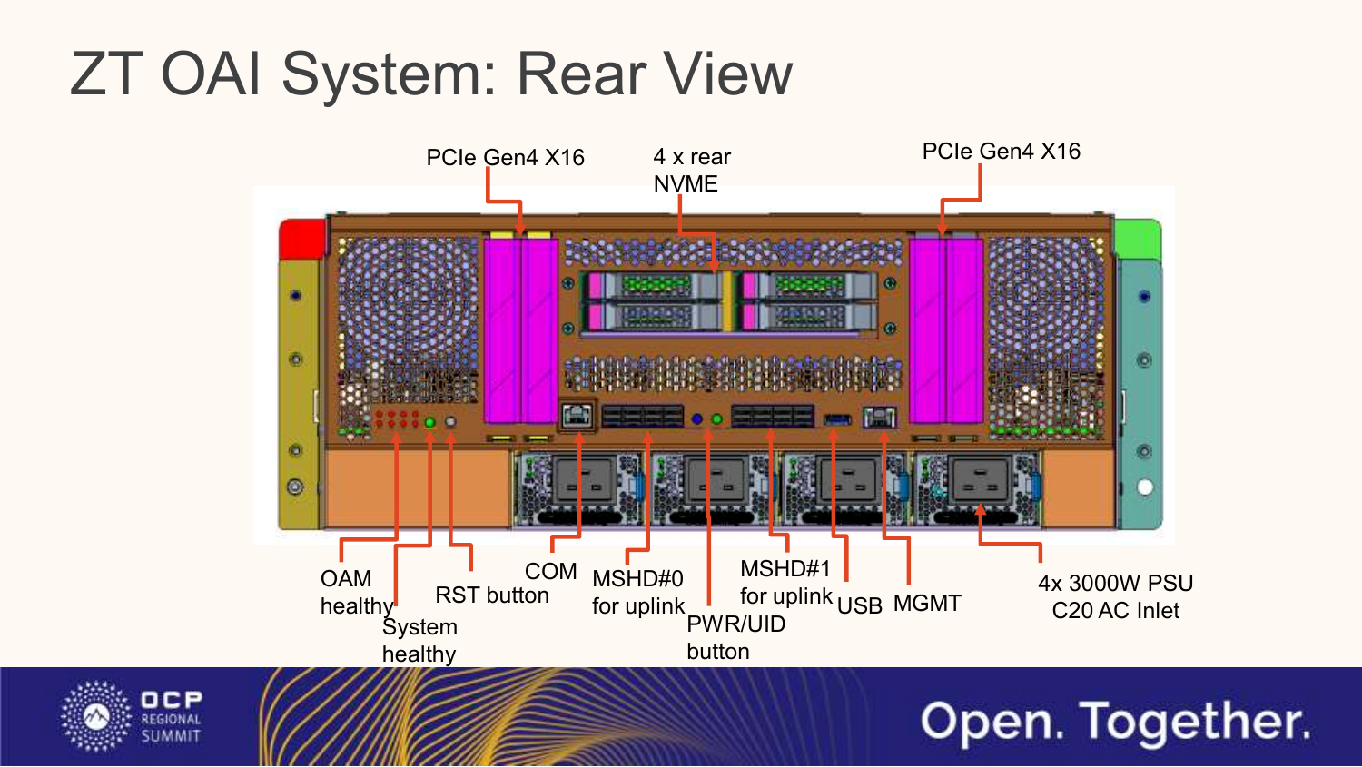# ZT OAI System: Rear View

PCIe Gen4 X16

4 x rear NVME

PCIe Gen4 X16

OAM healthy

System healthy

RST button

COM

MSHD#0 for uplink

PWR/UID button

MSHD#1 for uplink

USB

MGMT

4x 3000W PSU C20 AC Inlet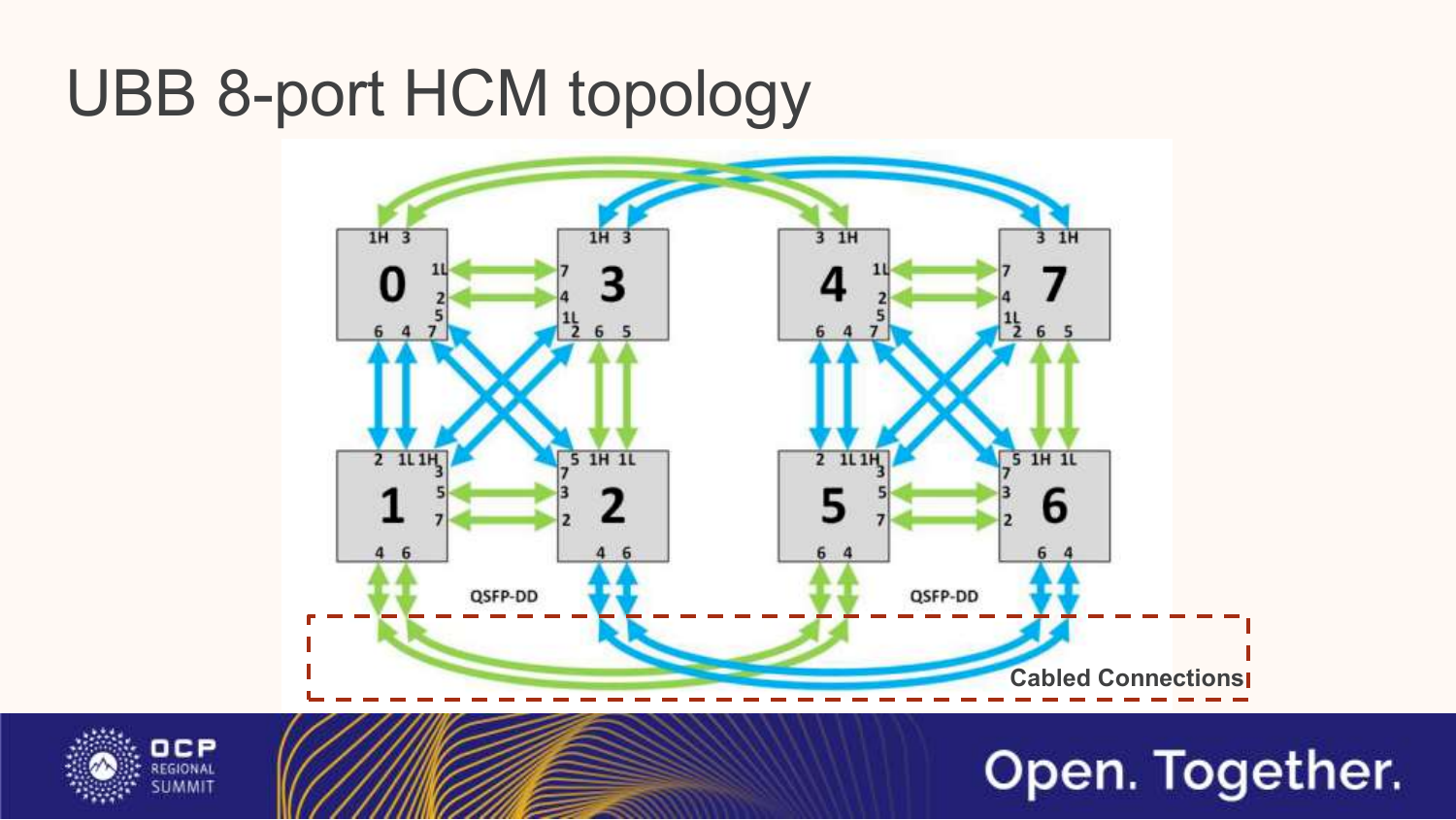# UBB 8-port HCM topology

Cabled Connections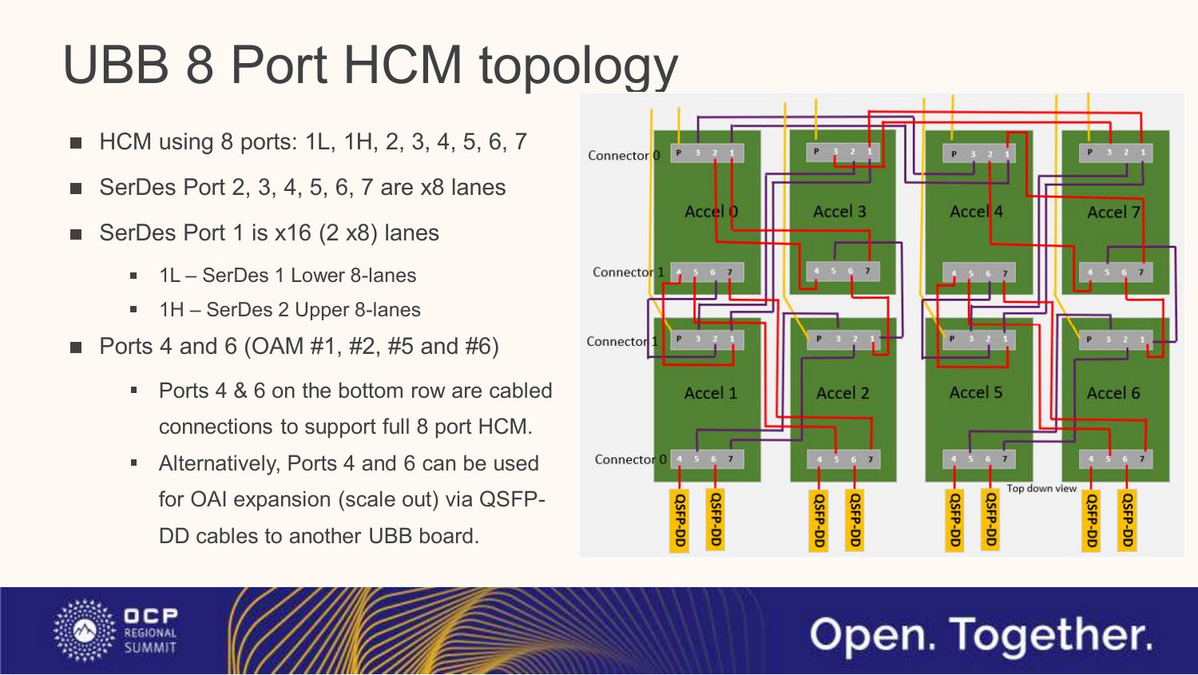# UBB 8 Port HCM topology

- HCM using 8 ports: 1L, 1H, 2, 3, 4, 5, 6, 7
- SerDes Port 2, 3, 4, 5, 6, 7 are x8 lanes
- SerDes Port 1 is x16 (2 x8) lanes
  - 1L – SerDes 1 Lower 8-lanes
  - 1H – SerDes 2 Upper 8-lanes
- Ports 4 and 6 (OAM #1, #2, #5 and #6)
  - Ports 4 & 6 on the bottom row are cabled connections to support full 8 port HCM.
  - Alternatively, Ports 4 and 6 can be used for OAI expansion (scale out) via QSFP-DD cables to another UBB board.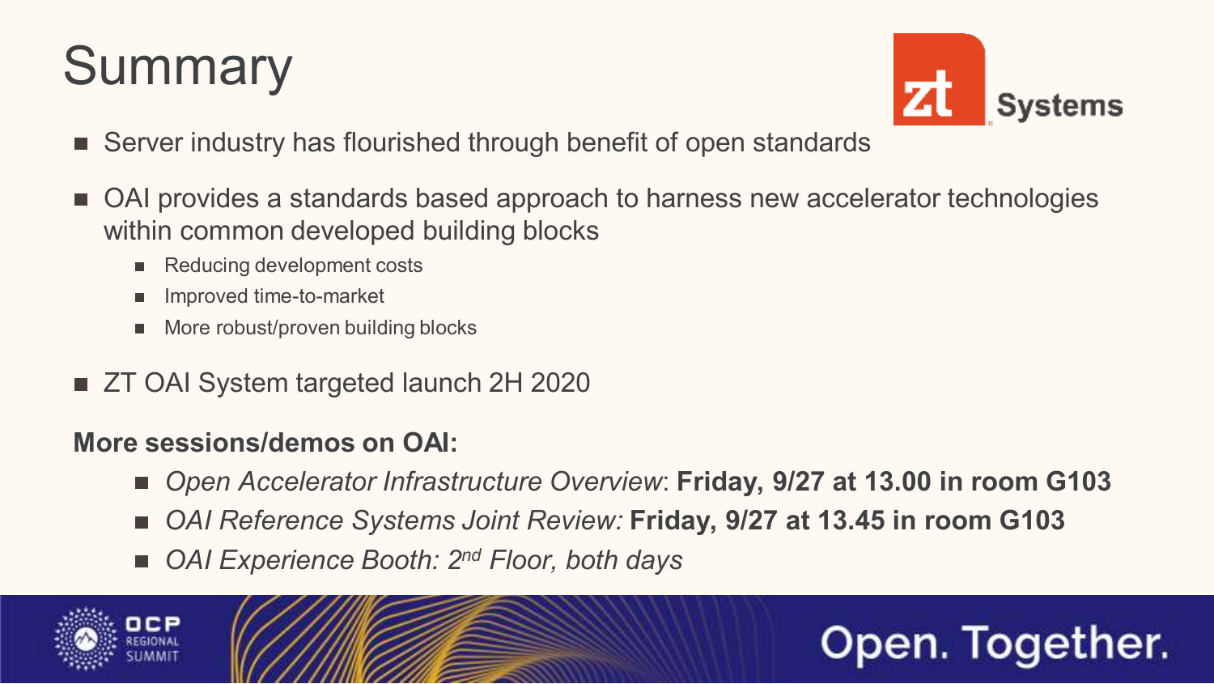# Summary

- Server industry has flourished through benefit of open standards
- OAI provides a standards based approach to harness new accelerator technologies within common developed building blocks
  - Reducing development costs
  - Improved time-to-market
  - More robust/proven building blocks
- ZT OAI System targeted launch 2H 2020

**More sessions/demos on OAI:**

- *Open Accelerator Infrastructure Overview*: **Friday, 9/27 at 13.00 in room G103**
- *OAI Reference Systems Joint Review:* **Friday, 9/27 at 13.45 in room G103**
- *OAI Experience Booth: 2nd Floor, both days*